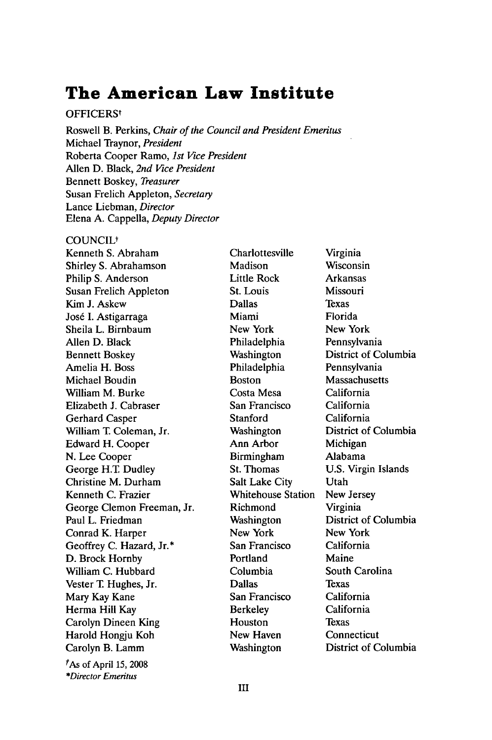# The American Law Institute

OFFICERS†

Roswell B. Perkins, *Chair of the Council and President Emeritus*
Michael Traynor, *President*
Roberta Cooper Ramo, *1st Vice President*
Allen D. Black, *2nd Vice President*
Bennett Boskey, *Treasurer*
Susan Frelich Appleton, *Secretary*
Lance Liebman, *Director*
Elena A. Cappella, *Deputy Director*

COUNCIL†

| | | |
|---|---|---|
| Kenneth S. Abraham | Charlottesville | Virginia |
| Shirley S. Abrahamson | Madison | Wisconsin |
| Philip S. Anderson | Little Rock | Arkansas |
| Susan Frelich Appleton | St. Louis | Missouri |
| Kim J. Askew | Dallas | Texas |
| José I. Astigarraga | Miami | Florida |
| Sheila L. Birnbaum | New York | New York |
| Allen D. Black | Philadelphia | Pennsylvania |
| Bennett Boskey | Washington | District of Columbia |
| Amelia H. Boss | Philadelphia | Pennsylvania |
| Michael Boudin | Boston | Massachusetts |
| William M. Burke | Costa Mesa | California |
| Elizabeth J. Cabraser | San Francisco | California |
| Gerhard Casper | Stanford | California |
| William T. Coleman, Jr. | Washington | District of Columbia |
| Edward H. Cooper | Ann Arbor | Michigan |
| N. Lee Cooper | Birmingham | Alabama |
| George H.T. Dudley | St. Thomas | U.S. Virgin Islands |
| Christine M. Durham | Salt Lake City | Utah |
| Kenneth C. Frazier | Whitehouse Station | New Jersey |
| George Clemon Freeman, Jr. | Richmond | Virginia |
| Paul L. Friedman | Washington | District of Columbia |
| Conrad K. Harper | New York | New York |
| Geoffrey C. Hazard, Jr.* | San Francisco | California |
| D. Brock Hornby | Portland | Maine |
| William C. Hubbard | Columbia | South Carolina |
| Vester T. Hughes, Jr. | Dallas | Texas |
| Mary Kay Kane | San Francisco | California |
| Herma Hill Kay | Berkeley | California |
| Carolyn Dineen King | Houston | Texas |
| Harold Hongju Koh | New Haven | Connecticut |
| Carolyn B. Lamm | Washington | District of Columbia |

†As of April 15, 2008
**Director Emeritus*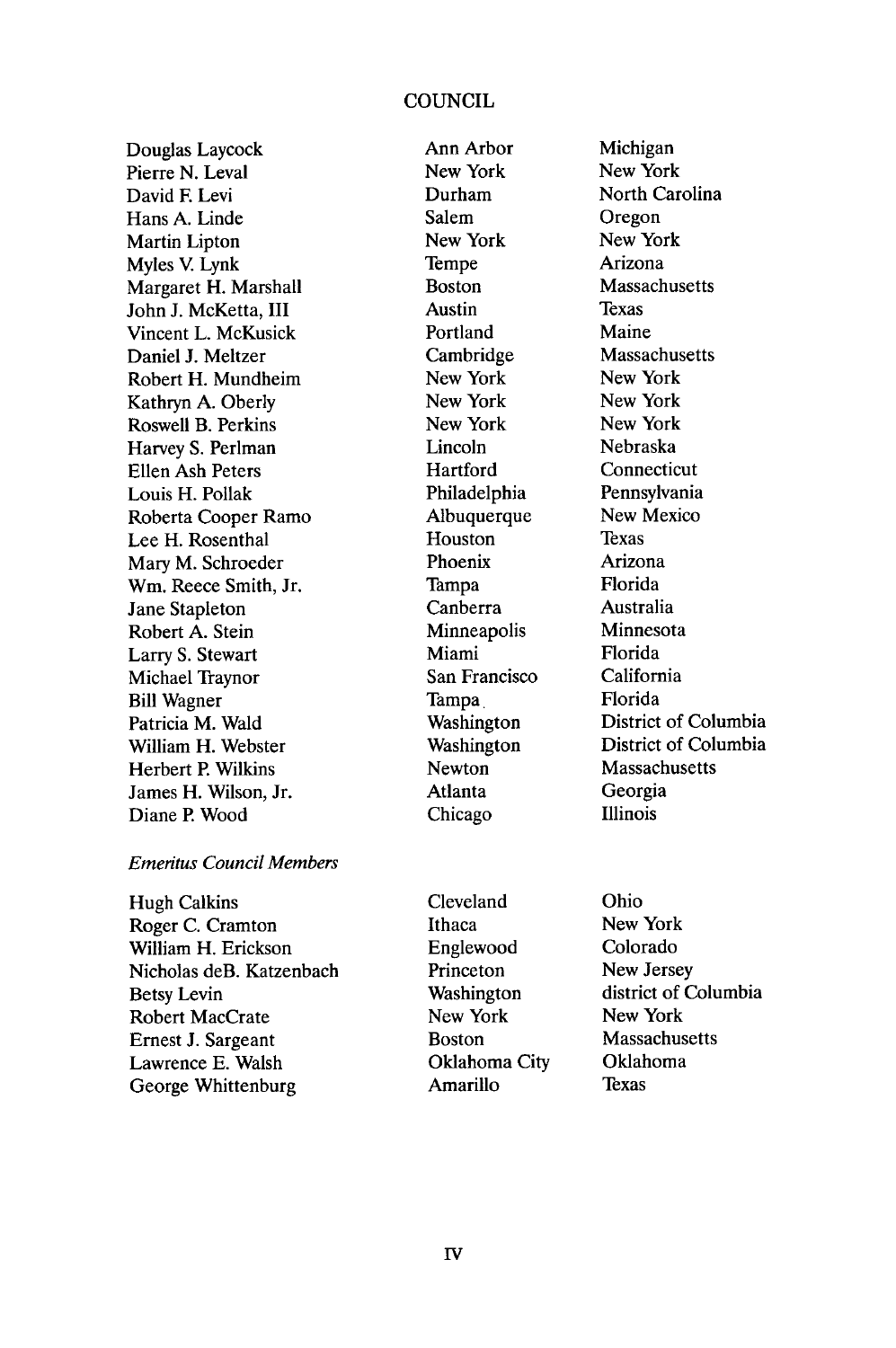# COUNCIL

| | | |
|---|---|---|
| Douglas Laycock | Ann Arbor | Michigan |
| Pierre N. Leval | New York | New York |
| David F. Levi | Durham | North Carolina |
| Hans A. Linde | Salem | Oregon |
| Martin Lipton | New York | New York |
| Myles V. Lynk | Tempe | Arizona |
| Margaret H. Marshall | Boston | Massachusetts |
| John J. McKetta, III | Austin | Texas |
| Vincent L. McKusick | Portland | Maine |
| Daniel J. Meltzer | Cambridge | Massachusetts |
| Robert H. Mundheim | New York | New York |
| Kathryn A. Oberly | New York | New York |
| Roswell B. Perkins | New York | New York |
| Harvey S. Perlman | Lincoln | Nebraska |
| Ellen Ash Peters | Hartford | Connecticut |
| Louis H. Pollak | Philadelphia | Pennsylvania |
| Roberta Cooper Ramo | Albuquerque | New Mexico |
| Lee H. Rosenthal | Houston | Texas |
| Mary M. Schroeder | Phoenix | Arizona |
| Wm. Reece Smith, Jr. | Tampa | Florida |
| Jane Stapleton | Canberra | Australia |
| Robert A. Stein | Minneapolis | Minnesota |
| Larry S. Stewart | Miami | Florida |
| Michael Traynor | San Francisco | California |
| Bill Wagner | Tampa | Florida |
| Patricia M. Wald | Washington | District of Columbia |
| William H. Webster | Washington | District of Columbia |
| Herbert P. Wilkins | Newton | Massachusetts |
| James H. Wilson, Jr. | Atlanta | Georgia |
| Diane P. Wood | Chicago | Illinois |

*Emeritus Council Members*

| | | |
|---|---|---|
| Hugh Calkins | Cleveland | Ohio |
| Roger C. Cramton | Ithaca | New York |
| William H. Erickson | Englewood | Colorado |
| Nicholas deB. Katzenbach | Princeton | New Jersey |
| Betsy Levin | Washington | district of Columbia |
| Robert MacCrate | New York | New York |
| Ernest J. Sargeant | Boston | Massachusetts |
| Lawrence E. Walsh | Oklahoma City | Oklahoma |
| George Whittenburg | Amarillo | Texas |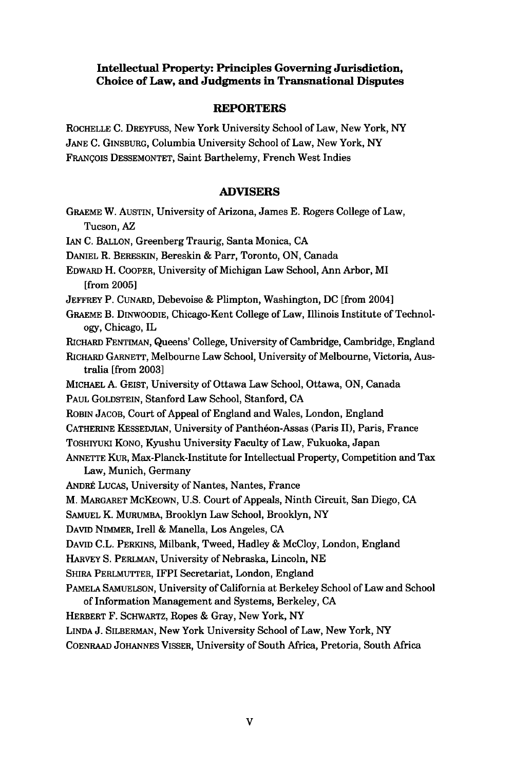## Intellectual Property: Principles Governing Jurisdiction, Choice of Law, and Judgments in Transnational Disputes

### REPORTERS

ROCHELLE C. DREYFUSS, New York University School of Law, New York, NY
JANE C. GINSBURG, Columbia University School of Law, New York, NY
FRANÇOIS DESSEMONTET, Saint Barthelemy, French West Indies

### ADVISERS

GRAEME W. AUSTIN, University of Arizona, James E. Rogers College of Law, Tucson, AZ
IAN C. BALLON, Greenberg Traurig, Santa Monica, CA
DANIEL R. BERESKIN, Bereskin & Parr, Toronto, ON, Canada
EDWARD H. COOPER, University of Michigan Law School, Ann Arbor, MI [from 2005]
JEFFREY P. CUNARD, Debevoise & Plimpton, Washington, DC [from 2004]
GRAEME B. DINWOODIE, Chicago-Kent College of Law, Illinois Institute of Technology, Chicago, IL
RICHARD FENTIMAN, Queens' College, University of Cambridge, Cambridge, England
RICHARD GARNETT, Melbourne Law School, University of Melbourne, Victoria, Australia [from 2003]
MICHAEL A. GEIST, University of Ottawa Law School, Ottawa, ON, Canada
PAUL GOLDSTEIN, Stanford Law School, Stanford, CA
ROBIN JACOB, Court of Appeal of England and Wales, London, England
CATHERINE KESSEDJIAN, University of Panthéon-Assas (Paris II), Paris, France
TOSHIYUKI KONO, Kyushu University Faculty of Law, Fukuoka, Japan
ANNETTE KUR, Max-Planck-Institute for Intellectual Property, Competition and Tax Law, Munich, Germany
ANDRÉ LUCAS, University of Nantes, Nantes, France
M. MARGARET MCKEOWN, U.S. Court of Appeals, Ninth Circuit, San Diego, CA
SAMUEL K. MURUMBA, Brooklyn Law School, Brooklyn, NY
DAVID NIMMER, Irell & Manella, Los Angeles, CA
DAVID C.L. PERKINS, Milbank, Tweed, Hadley & McCloy, London, England
HARVEY S. PERLMAN, University of Nebraska, Lincoln, NE
SHIRA PERLMUTTER, IFPI Secretariat, London, England
PAMELA SAMUELSON, University of California at Berkeley School of Law and School of Information Management and Systems, Berkeley, CA
HERBERT F. SCHWARTZ, Ropes & Gray, New York, NY
LINDA J. SILBERMAN, New York University School of Law, New York, NY
COENRAAD JOHANNES VISSER, University of South Africa, Pretoria, South Africa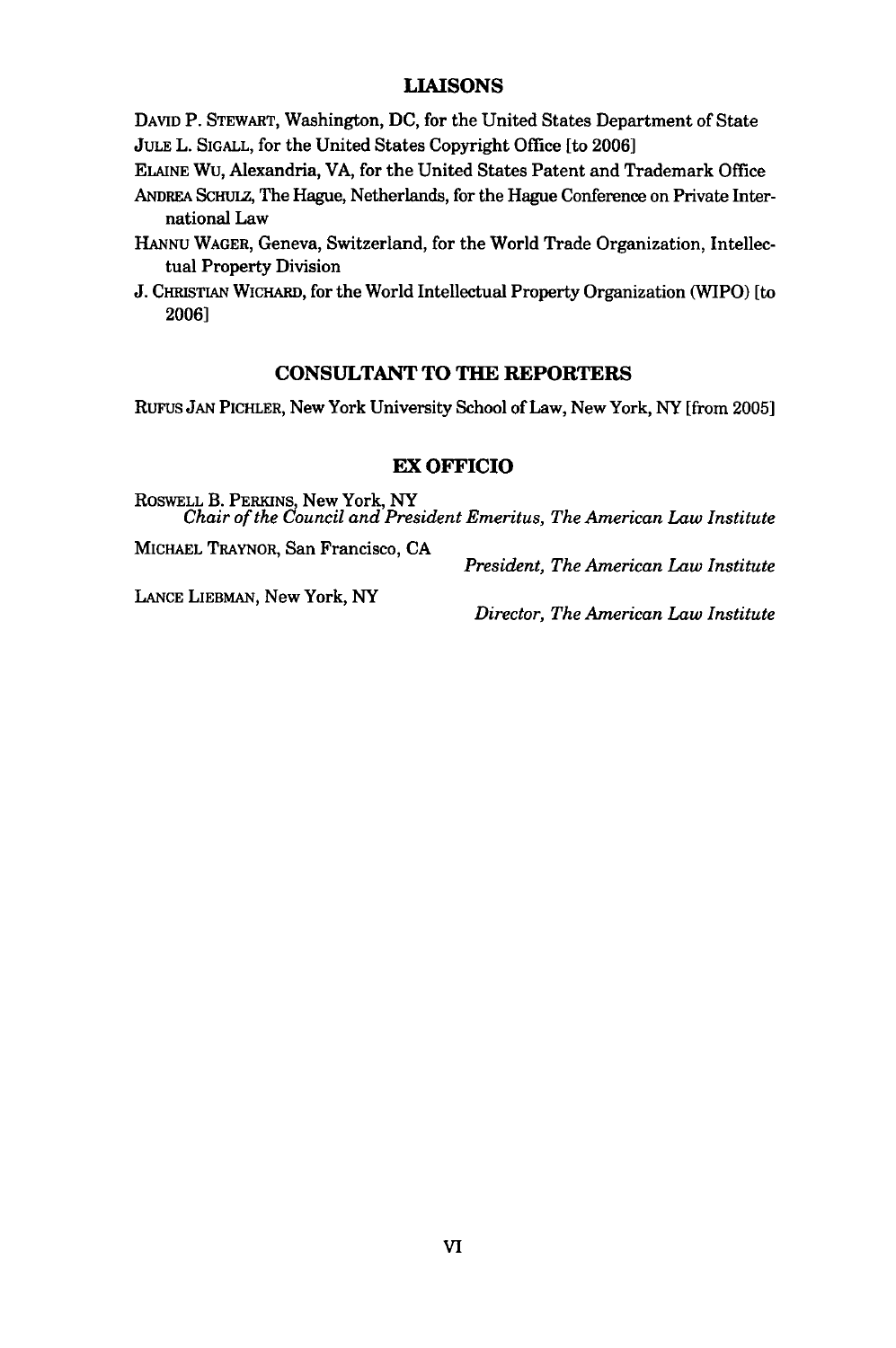## LIAISONS

DAVID P. STEWART, Washington, DC, for the United States Department of State

JULE L. SIGALL, for the United States Copyright Office [to 2006]

ELAINE WU, Alexandria, VA, for the United States Patent and Trademark Office

ANDREA SCHULZ, The Hague, Netherlands, for the Hague Conference on Private International Law

HANNU WAGER, Geneva, Switzerland, for the World Trade Organization, Intellectual Property Division

J. CHRISTIAN WICHARD, for the World Intellectual Property Organization (WIPO) [to 2006]

## CONSULTANT TO THE REPORTERS

RUFUS JAN PICHLER, New York University School of Law, New York, NY [from 2005]

## EX OFFICIO

ROSWELL B. PERKINS, New York, NY
*Chair of the Council and President Emeritus, The American Law Institute*

MICHAEL TRAYNOR, San Francisco, CA
*President, The American Law Institute*

LANCE LIEBMAN, New York, NY
*Director, The American Law Institute*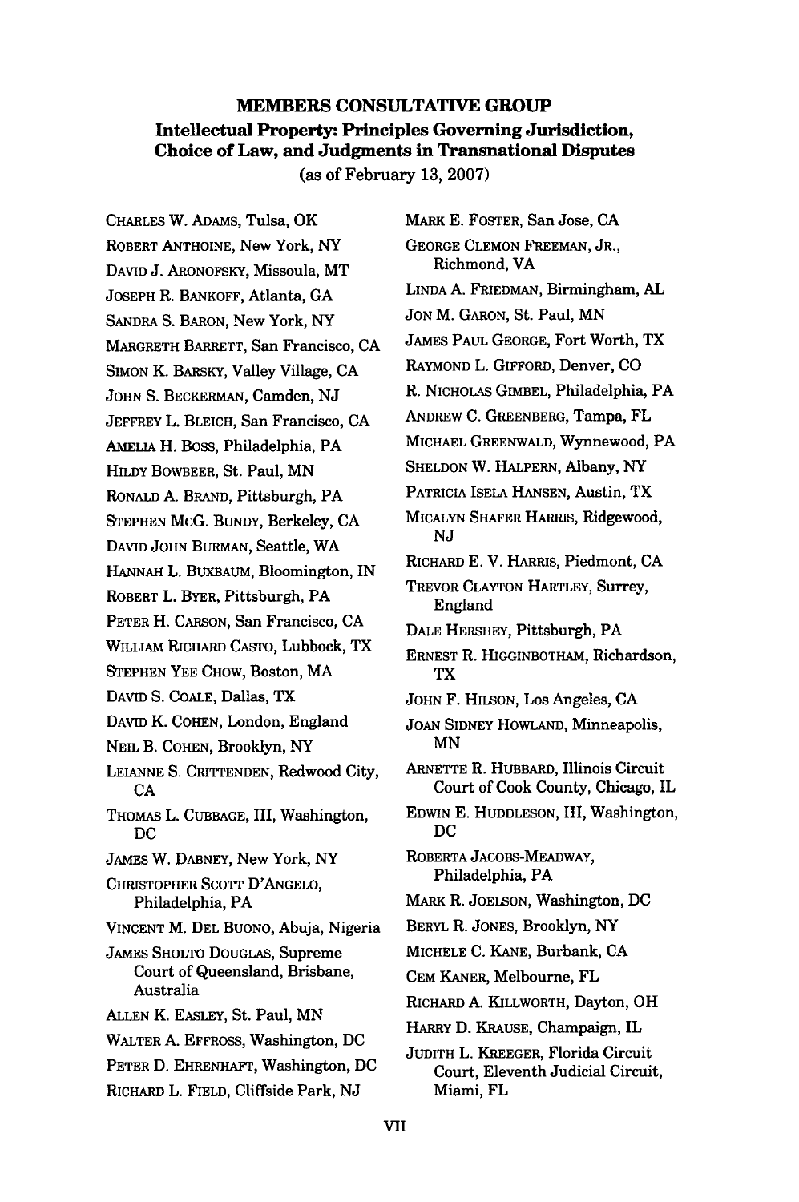## MEMBERS CONSULTATIVE GROUP

### Intellectual Property: Principles Governing Jurisdiction, Choice of Law, and Judgments in Transnational Disputes

(as of February 13, 2007)

CHARLES W. ADAMS, Tulsa, OK
ROBERT ANTHOINE, New York, NY
DAVID J. ARONOFSKY, Missoula, MT
JOSEPH R. BANKOFF, Atlanta, GA
SANDRA S. BARON, New York, NY
MARGRETH BARRETT, San Francisco, CA
SIMON K. BARSKY, Valley Village, CA
JOHN S. BECKERMAN, Camden, NJ
JEFFREY L. BLEICH, San Francisco, CA
AMELIA H. BOSS, Philadelphia, PA
HILDY BOWBEER, St. Paul, MN
RONALD A. BRAND, Pittsburgh, PA
STEPHEN McG. BUNDY, Berkeley, CA
DAVID JOHN BURMAN, Seattle, WA
HANNAH L. BUXBAUM, Bloomington, IN
ROBERT L. BYER, Pittsburgh, PA
PETER H. CARSON, San Francisco, CA
WILLIAM RICHARD CASTO, Lubbock, TX
STEPHEN YEE CHOW, Boston, MA
DAVID S. COALE, Dallas, TX
DAVID K. COHEN, London, England
NEIL B. COHEN, Brooklyn, NY
LEIANNE S. CRITTENDEN, Redwood City, CA
THOMAS L. CUBBAGE, III, Washington, DC
JAMES W. DABNEY, New York, NY
CHRISTOPHER SCOTT D'ANGELO, Philadelphia, PA
VINCENT M. DEL BUONO, Abuja, Nigeria
JAMES SHOLTO DOUGLAS, Supreme Court of Queensland, Brisbane, Australia
ALLEN K. EASLEY, St. Paul, MN
WALTER A. EFFROSS, Washington, DC
PETER D. EHRENHAFT, Washington, DC
RICHARD L. FIELD, Cliffside Park, NJ
MARK E. FOSTER, San Jose, CA
GEORGE CLEMON FREEMAN, JR., Richmond, VA
LINDA A. FRIEDMAN, Birmingham, AL
JON M. GARON, St. Paul, MN
JAMES PAUL GEORGE, Fort Worth, TX
RAYMOND L. GIFFORD, Denver, CO
R. NICHOLAS GIMBEL, Philadelphia, PA
ANDREW C. GREENBERG, Tampa, FL
MICHAEL GREENWALD, Wynnewood, PA
SHELDON W. HALPERN, Albany, NY
PATRICIA ISELA HANSEN, Austin, TX
MICALYN SHAFER HARRIS, Ridgewood, NJ
RICHARD E. V. HARRIS, Piedmont, CA
TREVOR CLAYTON HARTLEY, Surrey, England
DALE HERSHEY, Pittsburgh, PA
ERNEST R. HIGGINBOTHAM, Richardson, TX
JOHN F. HILSON, Los Angeles, CA
JOAN SIDNEY HOWLAND, Minneapolis, MN
ARNETTE R. HUBBARD, Illinois Circuit Court of Cook County, Chicago, IL
EDWIN E. HUDDLESON, III, Washington, DC
ROBERTA JACOBS-MEADWAY, Philadelphia, PA
MARK R. JOELSON, Washington, DC
BERYL R. JONES, Brooklyn, NY
MICHELE C. KANE, Burbank, CA
CEM KANER, Melbourne, FL
RICHARD A. KILLWORTH, Dayton, OH
HARRY D. KRAUSE, Champaign, IL
JUDITH L. KREEGER, Florida Circuit Court, Eleventh Judicial Circuit, Miami, FL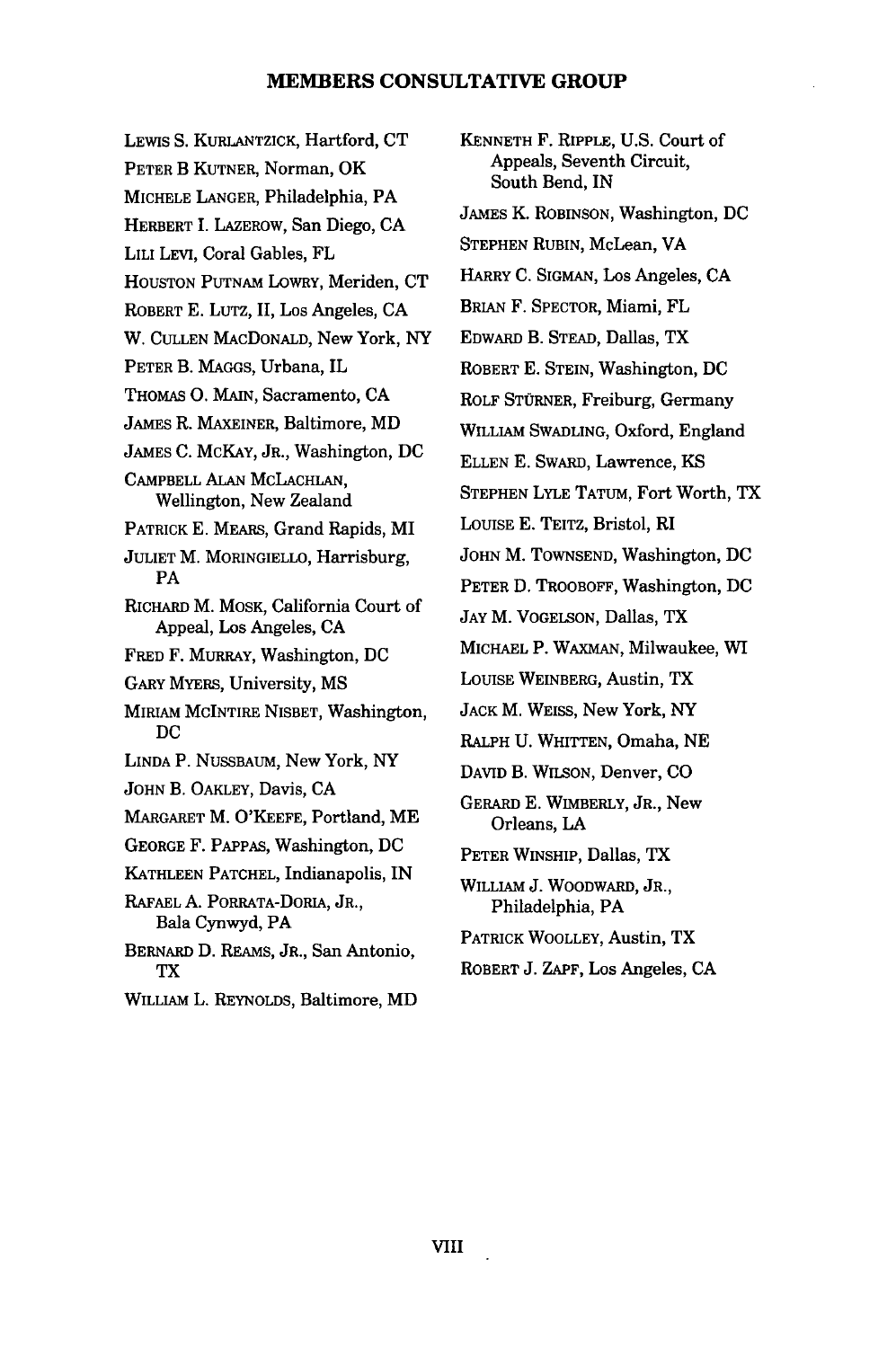## MEMBERS CONSULTATIVE GROUP

LEWIS S. KURLANTZICK, Hartford, CT

PETER B KUTNER, Norman, OK

MICHELE LANGER, Philadelphia, PA

HERBERT I. LAZEROW, San Diego, CA

LILI LEVI, Coral Gables, FL

HOUSTON PUTNAM LOWRY, Meriden, CT

ROBERT E. LUTZ, II, Los Angeles, CA

W. CULLEN MACDONALD, New York, NY

PETER B. MAGGS, Urbana, IL

THOMAS O. MAIN, Sacramento, CA

JAMES R. MAXEINER, Baltimore, MD

JAMES C. MCKAY, JR., Washington, DC

CAMPBELL ALAN MCLACHLAN, Wellington, New Zealand

PATRICK E. MEARS, Grand Rapids, MI

JULIET M. MORINGIELLO, Harrisburg, PA

RICHARD M. MOSK, California Court of Appeal, Los Angeles, CA

FRED F. MURRAY, Washington, DC

GARY MYERS, University, MS

MIRIAM MCINTIRE NISBET, Washington, DC

LINDA P. NUSSBAUM, New York, NY

JOHN B. OAKLEY, Davis, CA

MARGARET M. O'KEEFE, Portland, ME

GEORGE F. PAPPAS, Washington, DC

KATHLEEN PATCHEL, Indianapolis, IN

RAFAEL A. PORRATA-DORIA, JR., Bala Cynwyd, PA

BERNARD D. REAMS, JR., San Antonio, TX

WILLIAM L. REYNOLDS, Baltimore, MD

KENNETH F. RIPPLE, U.S. Court of Appeals, Seventh Circuit, South Bend, IN

JAMES K. ROBINSON, Washington, DC

STEPHEN RUBIN, McLean, VA

HARRY C. SIGMAN, Los Angeles, CA

BRIAN F. SPECTOR, Miami, FL

EDWARD B. STEAD, Dallas, TX

ROBERT E. STEIN, Washington, DC

ROLF STÜRNER, Freiburg, Germany

WILLIAM SWADLING, Oxford, England

ELLEN E. SWARD, Lawrence, KS

STEPHEN LYLE TATUM, Fort Worth, TX

LOUISE E. TEITZ, Bristol, RI

JOHN M. TOWNSEND, Washington, DC

PETER D. TROOBOFF, Washington, DC

JAY M. VOGELSON, Dallas, TX

MICHAEL P. WAXMAN, Milwaukee, WI

LOUISE WEINBERG, Austin, TX

JACK M. WEISS, New York, NY

RALPH U. WHITTEN, Omaha, NE

DAVID B. WILSON, Denver, CO

GERARD E. WIMBERLY, JR., New Orleans, LA

PETER WINSHIP, Dallas, TX

WILLIAM J. WOODWARD, JR., Philadelphia, PA

PATRICK WOOLLEY, Austin, TX

ROBERT J. ZAPF, Los Angeles, CA